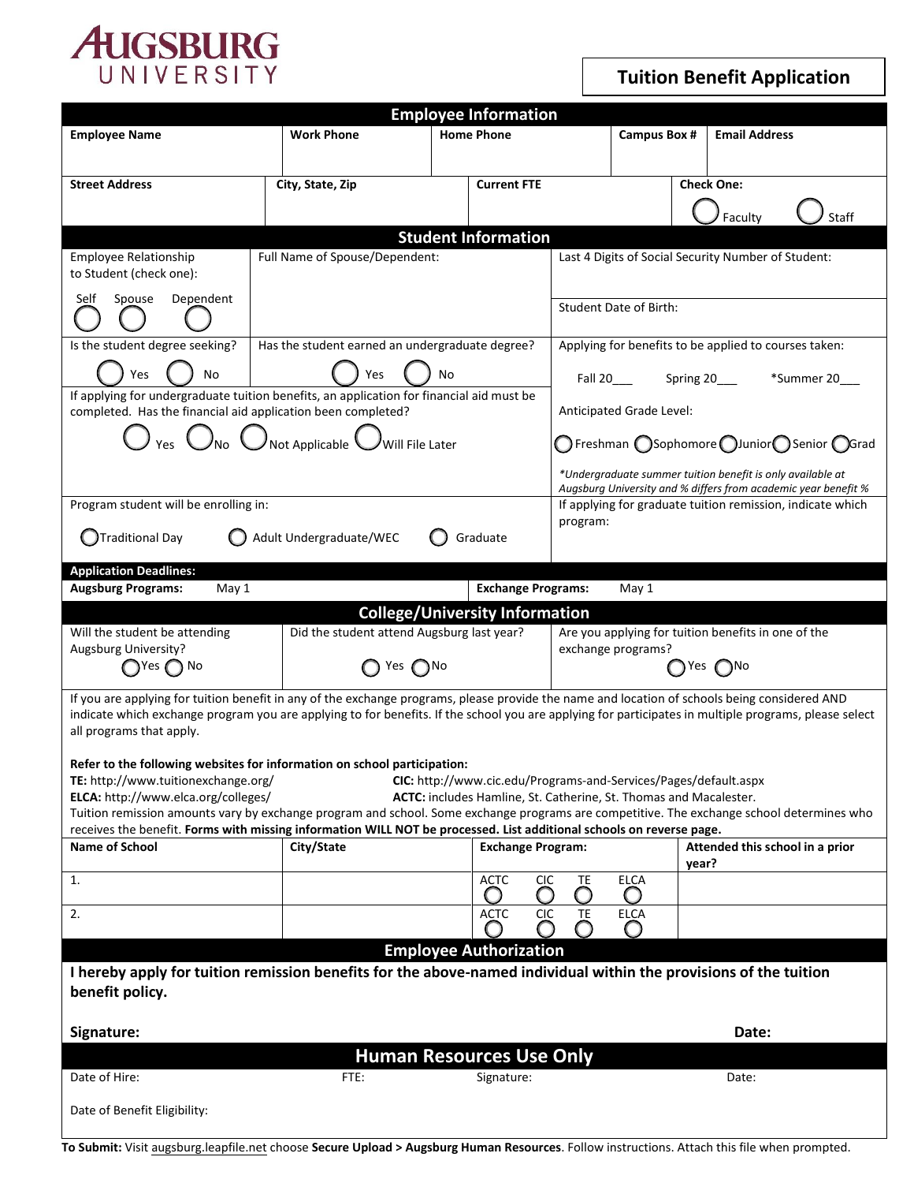AUGSBURG UNIVERSITY

# Tuition Benefit Application

## Employee Information

| Employee Name | Work Phone | Home Phone | Campus Box # | Email Address |
|---|---|---|---|---|
| | | | | |

| Street Address | City, State, Zip | Current FTE | Check One: |
|---|---|---|---|
| | | | ◯ Faculty ◯ Staff |

## Student Information

| | | |
|---|---|---|
| Employee Relationship to Student (check one): Self ◯ Spouse ◯ Dependent ◯ | Full Name of Spouse/Dependent: | Last 4 Digits of Social Security Number of Student: |
| | | Student Date of Birth: |
| Is the student degree seeking? ◯ Yes ◯ No | Has the student earned an undergraduate degree? ◯ Yes ◯ No | Applying for benefits to be applied to courses taken: Fall 20___ Spring 20___ *Summer 20___ |

If applying for undergraduate tuition benefits, an application for financial aid must be completed. Has the financial aid application been completed?

◯ Yes ◯ No ◯ Not Applicable ◯ Will File Later

Anticipated Grade Level:

◯ Freshman ◯ Sophomore ◯ Junior ◯ Senior ◯ Grad

*Undergraduate summer tuition benefit is only available at Augsburg University and % differs from academic year benefit %*

Program student will be enrolling in:

◯ Traditional Day ◯ Adult Undergraduate/WEC ◯ Graduate

If applying for graduate tuition remission, indicate which program:

**Application Deadlines:**

| | |
|---|---|
| **Augsburg Programs:** May 1 | **Exchange Programs:** May 1 |

## College/University Information

| Will the student be attending Augsburg University? | Did the student attend Augsburg last year? | Are you applying for tuition benefits in one of the exchange programs? |
|---|---|---|
| ◯ Yes ◯ No | ◯ Yes ◯ No | ◯ Yes ◯ No |

If you are applying for tuition benefit in any of the exchange programs, please provide the name and location of schools being considered AND indicate which exchange program you are applying to for benefits. If the school you are applying for participates in multiple programs, please select all programs that apply.

**Refer to the following websites for information on school participation:**

**TE:** http://www.tuitionexchange.org/
**CIC:** http://www.cic.edu/Programs-and-Services/Pages/default.aspx
**ELCA:** http://www.elca.org/colleges/
**ACTC:** includes Hamline, St. Catherine, St. Thomas and Macalester.

Tuition remission amounts vary by exchange program and school. Some exchange programs are competitive. The exchange school determines who receives the benefit. **Forms with missing information WILL NOT be processed. List additional schools on reverse page.**

| Name of School | City/State | Exchange Program: | Attended this school in a prior year? |
|---|---|---|---|
| 1. | | ◯ ACTC ◯ CIC ◯ TE ◯ ELCA | |
| 2. | | ◯ ACTC ◯ CIC ◯ TE ◯ ELCA | |

## Employee Authorization

**I hereby apply for tuition remission benefits for the above-named individual within the provisions of the tuition benefit policy.**

**Signature:** **Date:**

## Human Resources Use Only

| | | | |
|---|---|---|---|
| Date of Hire: | FTE: | Signature: | Date: |
| Date of Benefit Eligibility: | | | |

**To Submit:** Visit augsburg.leapfile.net choose **Secure Upload > Augsburg Human Resources**. Follow instructions. Attach this file when prompted.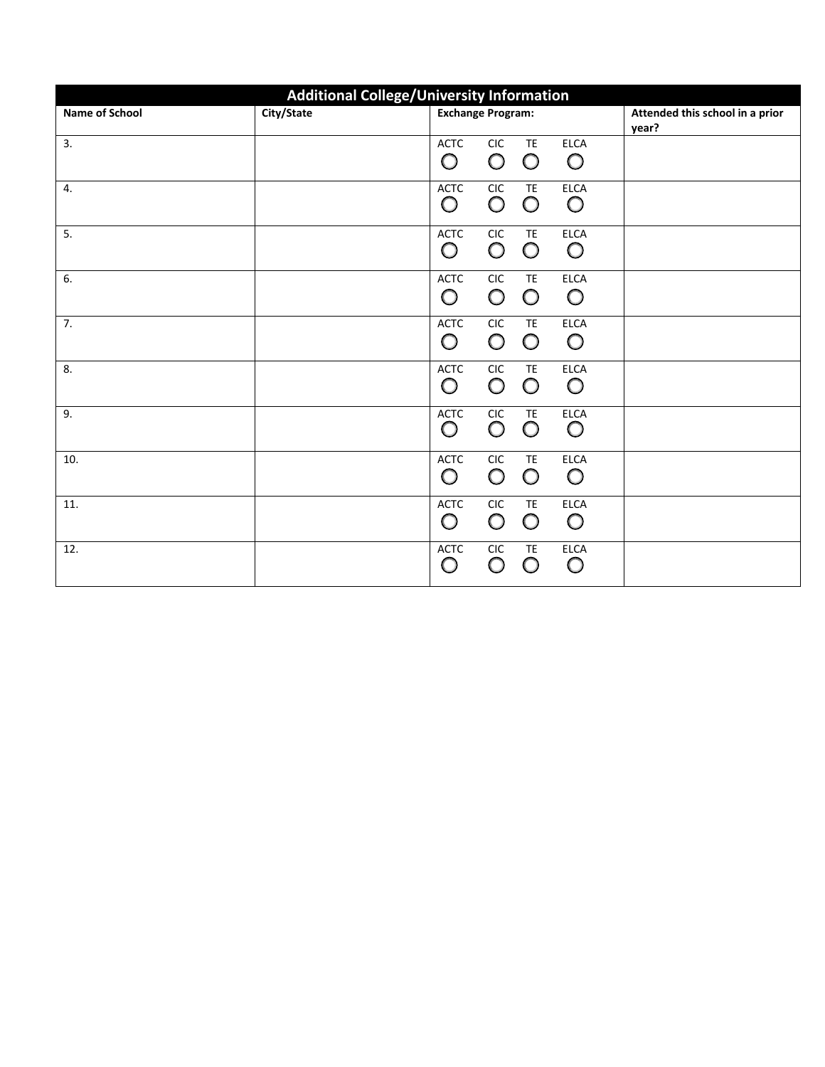## Additional College/University Information

| Name of School | City/State | Exchange Program: | Attended this school in a prior year? |
| --- | --- | --- | --- |
| 3. | | ACTC ○ CIC ○ TE ○ ELCA ○ | |
| 4. | | ACTC ○ CIC ○ TE ○ ELCA ○ | |
| 5. | | ACTC ○ CIC ○ TE ○ ELCA ○ | |
| 6. | | ACTC ○ CIC ○ TE ○ ELCA ○ | |
| 7. | | ACTC ○ CIC ○ TE ○ ELCA ○ | |
| 8. | | ACTC ○ CIC ○ TE ○ ELCA ○ | |
| 9. | | ACTC ○ CIC ○ TE ○ ELCA ○ | |
| 10. | | ACTC ○ CIC ○ TE ○ ELCA ○ | |
| 11. | | ACTC ○ CIC ○ TE ○ ELCA ○ | |
| 12. | | ACTC ○ CIC ○ TE ○ ELCA ○ | |